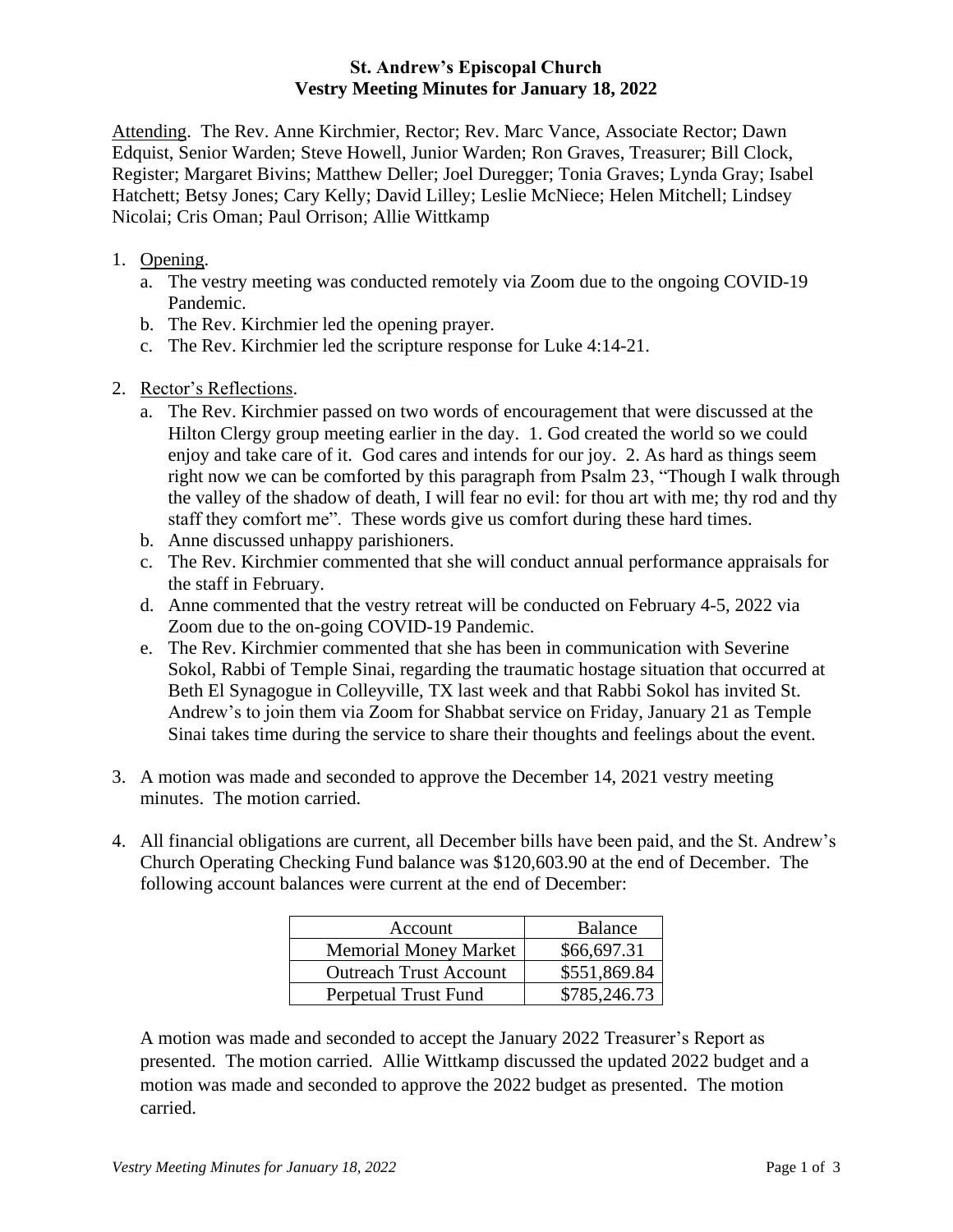**St. Andrew's Episcopal Church**
**Vestry Meeting Minutes for January 18, 2022**

Attending. The Rev. Anne Kirchmier, Rector; Rev. Marc Vance, Associate Rector; Dawn Edquist, Senior Warden; Steve Howell, Junior Warden; Ron Graves, Treasurer; Bill Clock, Register; Margaret Bivins; Matthew Deller; Joel Duregger; Tonia Graves; Lynda Gray; Isabel Hatchett; Betsy Jones; Cary Kelly; David Lilley; Leslie McNiece; Helen Mitchell; Lindsey Nicolai; Cris Oman; Paul Orrison; Allie Wittkamp

1. Opening.
   a. The vestry meeting was conducted remotely via Zoom due to the ongoing COVID-19 Pandemic.
   b. The Rev. Kirchmier led the opening prayer.
   c. The Rev. Kirchmier led the scripture response for Luke 4:14-21.

2. Rector's Reflections.
   a. The Rev. Kirchmier passed on two words of encouragement that were discussed at the Hilton Clergy group meeting earlier in the day. 1. God created the world so we could enjoy and take care of it. God cares and intends for our joy. 2. As hard as things seem right now we can be comforted by this paragraph from Psalm 23, "Though I walk through the valley of the shadow of death, I will fear no evil: for thou art with me; thy rod and thy staff they comfort me". These words give us comfort during these hard times.
   b. Anne discussed unhappy parishioners.
   c. The Rev. Kirchmier commented that she will conduct annual performance appraisals for the staff in February.
   d. Anne commented that the vestry retreat will be conducted on February 4-5, 2022 via Zoom due to the on-going COVID-19 Pandemic.
   e. The Rev. Kirchmier commented that she has been in communication with Severine Sokol, Rabbi of Temple Sinai, regarding the traumatic hostage situation that occurred at Beth El Synagogue in Colleyville, TX last week and that Rabbi Sokol has invited St. Andrew's to join them via Zoom for Shabbat service on Friday, January 21 as Temple Sinai takes time during the service to share their thoughts and feelings about the event.

3. A motion was made and seconded to approve the December 14, 2021 vestry meeting minutes. The motion carried.

4. All financial obligations are current, all December bills have been paid, and the St. Andrew's Church Operating Checking Fund balance was $120,603.90 at the end of December. The following account balances were current at the end of December:

| Account | Balance |
| --- | --- |
| Memorial Money Market | $66,697.31 |
| Outreach Trust Account | $551,869.84 |
| Perpetual Trust Fund | $785,246.73 |

A motion was made and seconded to accept the January 2022 Treasurer's Report as presented. The motion carried. Allie Wittkamp discussed the updated 2022 budget and a motion was made and seconded to approve the 2022 budget as presented. The motion carried.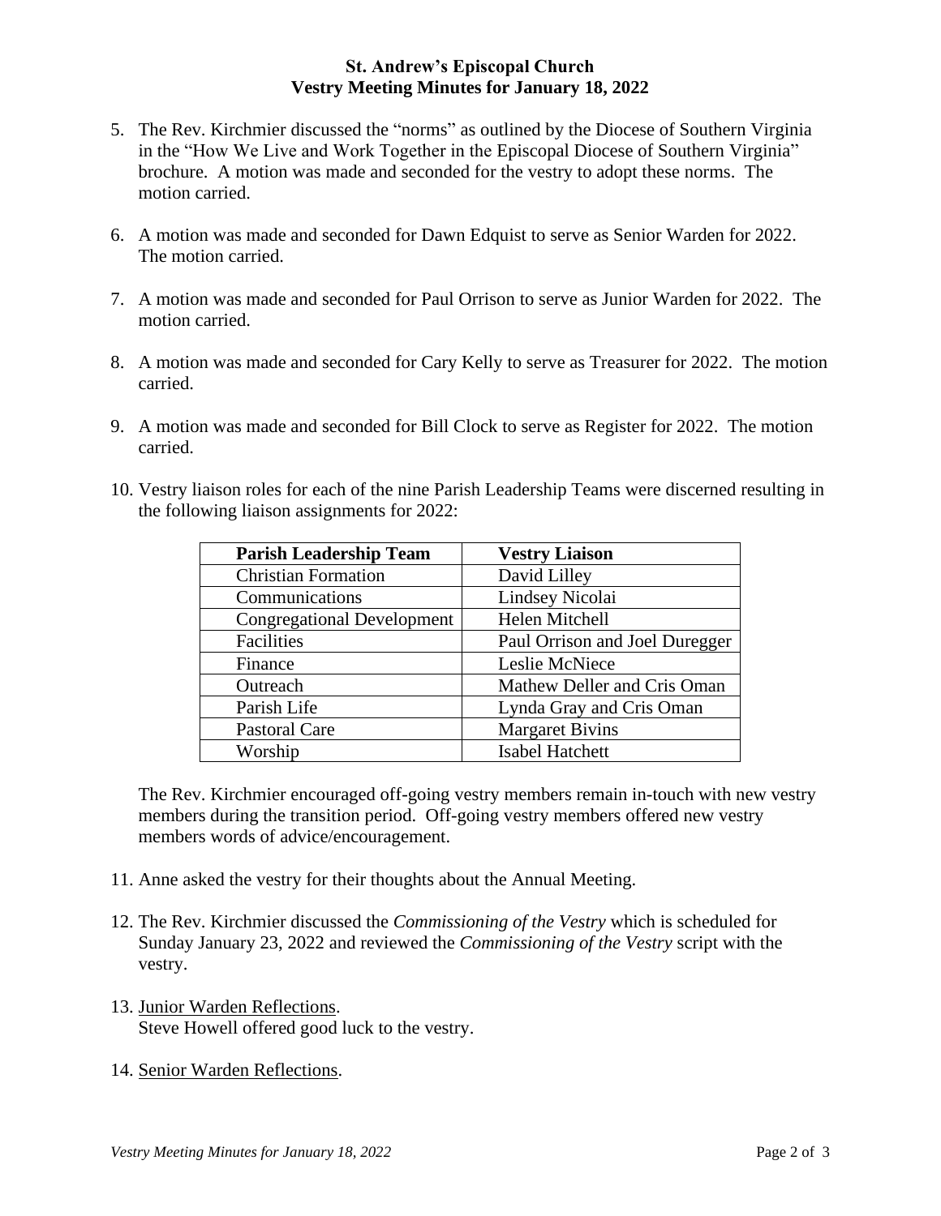**St. Andrew's Episcopal Church**
**Vestry Meeting Minutes for January 18, 2022**

5. The Rev. Kirchmier discussed the "norms" as outlined by the Diocese of Southern Virginia in the "How We Live and Work Together in the Episcopal Diocese of Southern Virginia" brochure. A motion was made and seconded for the vestry to adopt these norms. The motion carried.

6. A motion was made and seconded for Dawn Edquist to serve as Senior Warden for 2022. The motion carried.

7. A motion was made and seconded for Paul Orrison to serve as Junior Warden for 2022. The motion carried.

8. A motion was made and seconded for Cary Kelly to serve as Treasurer for 2022. The motion carried.

9. A motion was made and seconded for Bill Clock to serve as Register for 2022. The motion carried.

10. Vestry liaison roles for each of the nine Parish Leadership Teams were discerned resulting in the following liaison assignments for 2022:

| Parish Leadership Team | Vestry Liaison |
|---|---|
| Christian Formation | David Lilley |
| Communications | Lindsey Nicolai |
| Congregational Development | Helen Mitchell |
| Facilities | Paul Orrison and Joel Duregger |
| Finance | Leslie McNiece |
| Outreach | Mathew Deller and Cris Oman |
| Parish Life | Lynda Gray and Cris Oman |
| Pastoral Care | Margaret Bivins |
| Worship | Isabel Hatchett |

The Rev. Kirchmier encouraged off-going vestry members remain in-touch with new vestry members during the transition period. Off-going vestry members offered new vestry members words of advice/encouragement.

11. Anne asked the vestry for their thoughts about the Annual Meeting.

12. The Rev. Kirchmier discussed the *Commissioning of the Vestry* which is scheduled for Sunday January 23, 2022 and reviewed the *Commissioning of the Vestry* script with the vestry.

13. Junior Warden Reflections.
Steve Howell offered good luck to the vestry.

14. Senior Warden Reflections.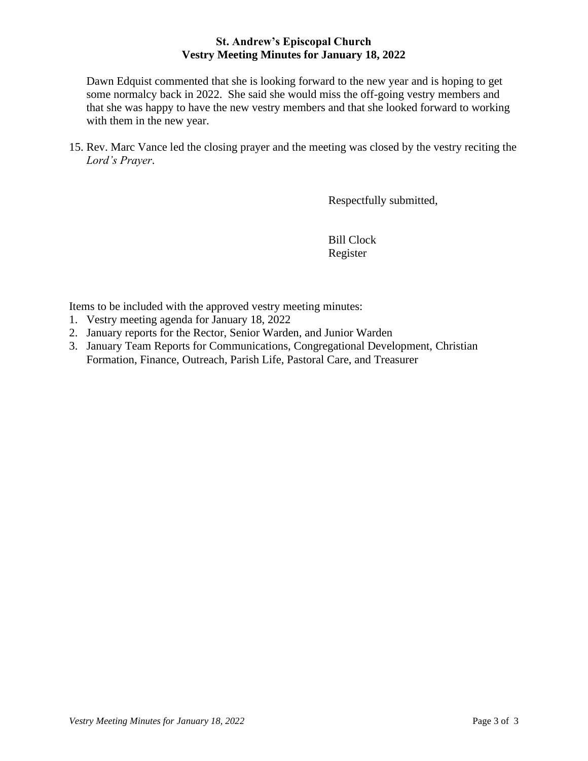**St. Andrew's Episcopal Church**
**Vestry Meeting Minutes for January 18, 2022**

Dawn Edquist commented that she is looking forward to the new year and is hoping to get some normalcy back in 2022. She said she would miss the off-going vestry members and that she was happy to have the new vestry members and that she looked forward to working with them in the new year.

15. Rev. Marc Vance led the closing prayer and the meeting was closed by the vestry reciting the *Lord's Prayer*.

Respectfully submitted,

Bill Clock
Register

Items to be included with the approved vestry meeting minutes:

1. Vestry meeting agenda for January 18, 2022
2. January reports for the Rector, Senior Warden, and Junior Warden
3. January Team Reports for Communications, Congregational Development, Christian Formation, Finance, Outreach, Parish Life, Pastoral Care, and Treasurer